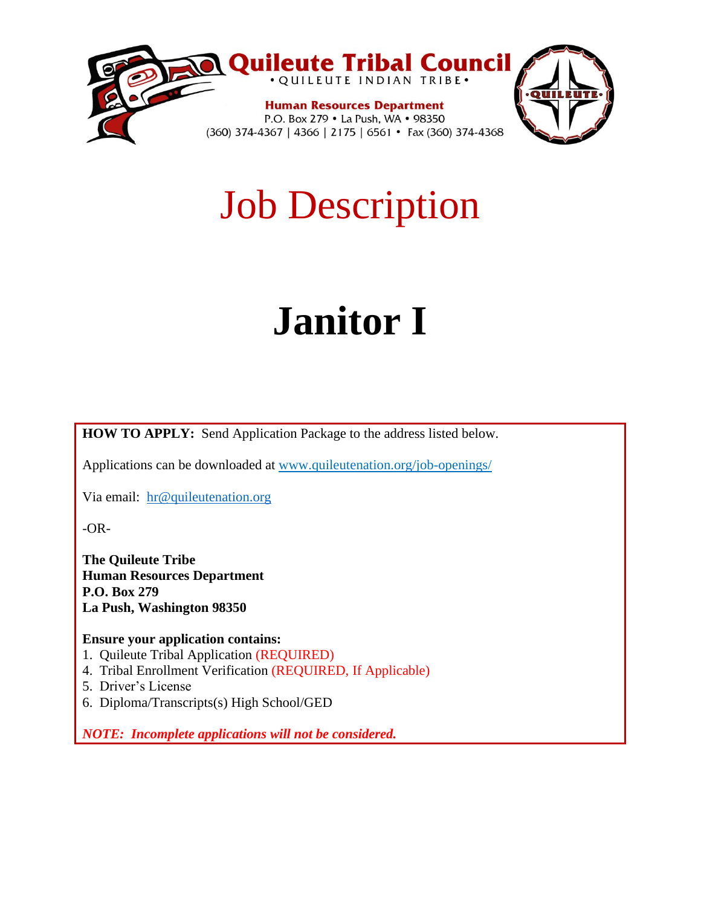**Quileute Tribal Council**
• QUILEUTE INDIAN TRIBE •

**Human Resources Department**
P.O. Box 279 • La Push, WA • 98350
(360) 374-4367 | 4366 | 2175 | 6561 • Fax (360) 374-4368

# Job Description

# Janitor I

**HOW TO APPLY:** Send Application Package to the address listed below.

Applications can be downloaded at www.quileutenation.org/job-openings/

Via email: hr@quileutenation.org

-OR-

**The Quileute Tribe**
**Human Resources Department**
**P.O. Box 279**
**La Push, Washington 98350**

**Ensure your application contains:**

1. Quileute Tribal Application (REQUIRED)
4. Tribal Enrollment Verification (REQUIRED, If Applicable)
5. Driver's License
6. Diploma/Transcripts(s) High School/GED

***NOTE: Incomplete applications will not be considered.***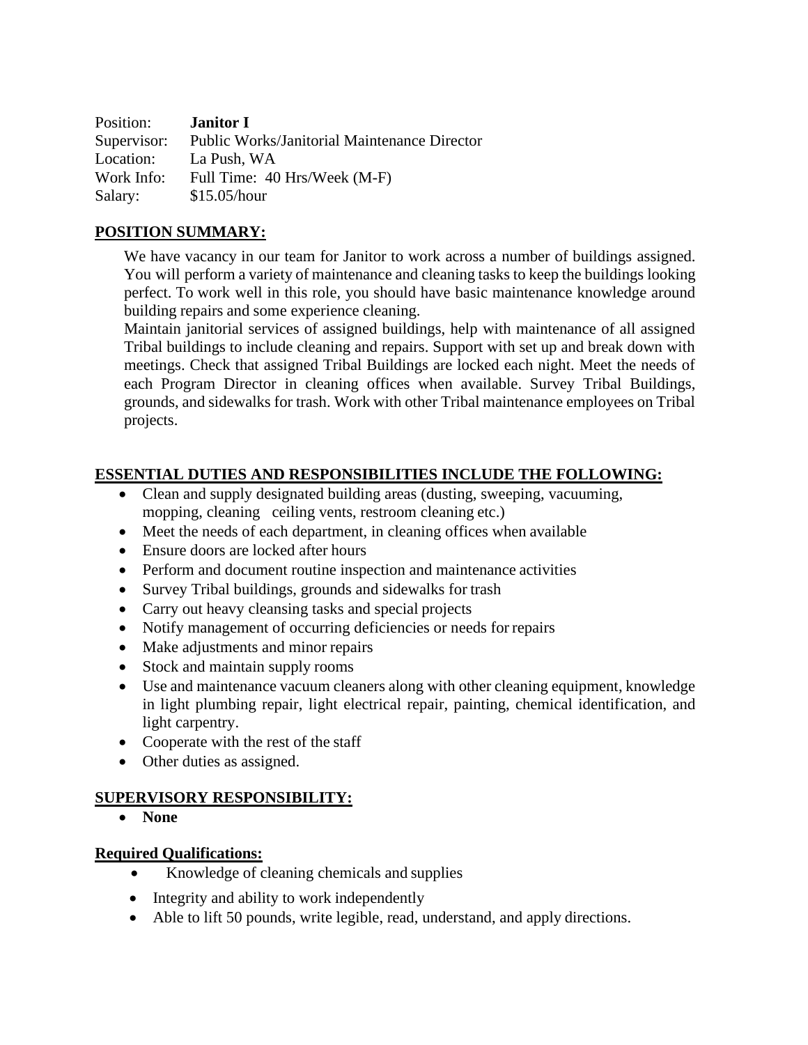Position: **Janitor I**
Supervisor: Public Works/Janitorial Maintenance Director
Location: La Push, WA
Work Info: Full Time: 40 Hrs/Week (M-F)
Salary: $15.05/hour

## POSITION SUMMARY:

We have vacancy in our team for Janitor to work across a number of buildings assigned. You will perform a variety of maintenance and cleaning tasks to keep the buildings looking perfect. To work well in this role, you should have basic maintenance knowledge around building repairs and some experience cleaning.

Maintain janitorial services of assigned buildings, help with maintenance of all assigned Tribal buildings to include cleaning and repairs. Support with set up and break down with meetings. Check that assigned Tribal Buildings are locked each night. Meet the needs of each Program Director in cleaning offices when available. Survey Tribal Buildings, grounds, and sidewalks for trash. Work with other Tribal maintenance employees on Tribal projects.

## ESSENTIAL DUTIES AND RESPONSIBILITIES INCLUDE THE FOLLOWING:

- Clean and supply designated building areas (dusting, sweeping, vacuuming, mopping, cleaning ceiling vents, restroom cleaning etc.)
- Meet the needs of each department, in cleaning offices when available
- Ensure doors are locked after hours
- Perform and document routine inspection and maintenance activities
- Survey Tribal buildings, grounds and sidewalks for trash
- Carry out heavy cleansing tasks and special projects
- Notify management of occurring deficiencies or needs for repairs
- Make adjustments and minor repairs
- Stock and maintain supply rooms
- Use and maintenance vacuum cleaners along with other cleaning equipment, knowledge in light plumbing repair, light electrical repair, painting, chemical identification, and light carpentry.
- Cooperate with the rest of the staff
- Other duties as assigned.

## SUPERVISORY RESPONSIBILITY:

- **None**

## Required Qualifications:

- Knowledge of cleaning chemicals and supplies
- Integrity and ability to work independently
- Able to lift 50 pounds, write legible, read, understand, and apply directions.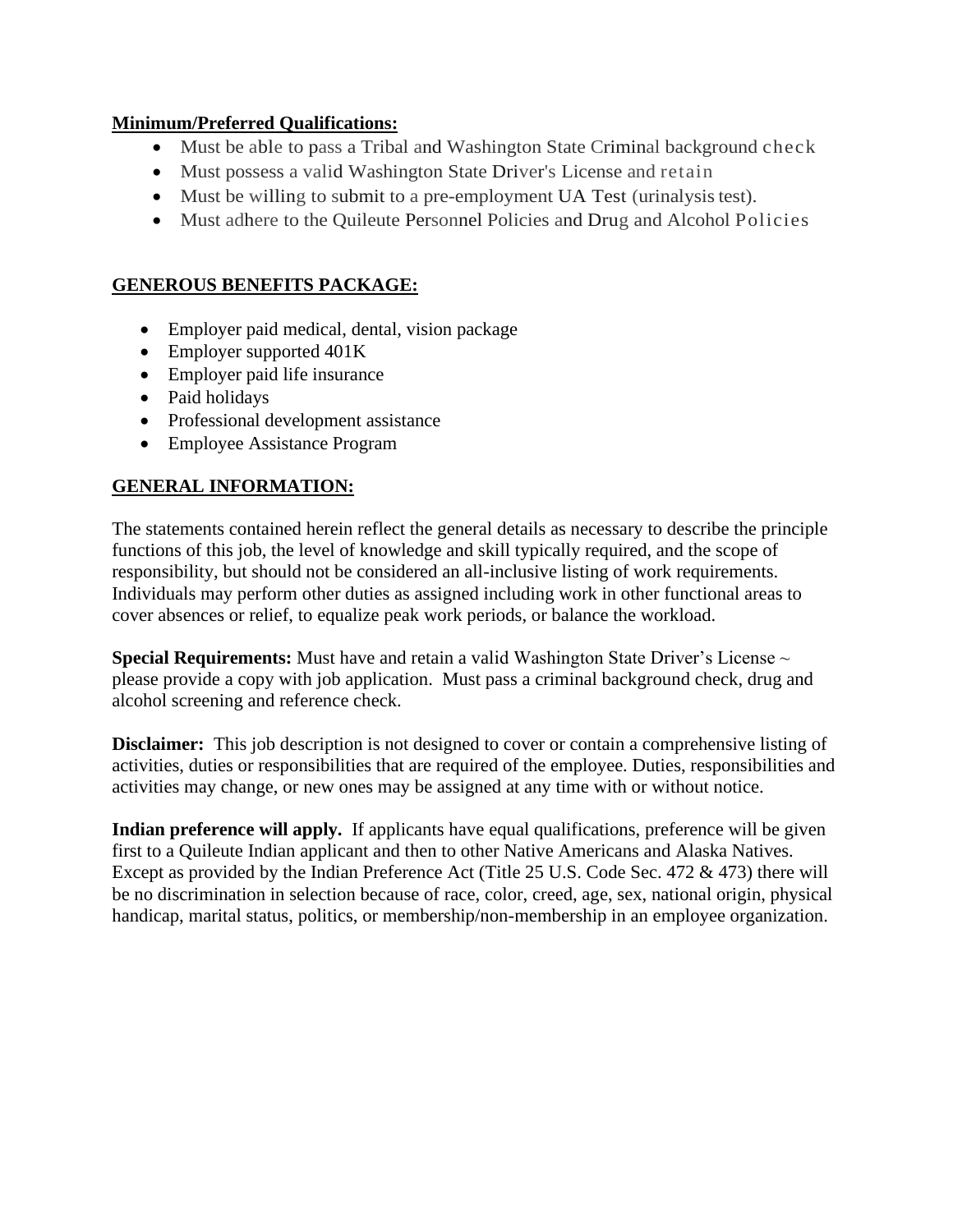**Minimum/Preferred Qualifications:**

- Must be able to pass a Tribal and Washington State Criminal background check
- Must possess a valid Washington State Driver's License and retain
- Must be willing to submit to a pre-employment UA Test (urinalysis test).
- Must adhere to the Quileute Personnel Policies and Drug and Alcohol Policies

**GENEROUS BENEFITS PACKAGE:**

- Employer paid medical, dental, vision package
- Employer supported 401K
- Employer paid life insurance
- Paid holidays
- Professional development assistance
- Employee Assistance Program

**GENERAL INFORMATION:**

The statements contained herein reflect the general details as necessary to describe the principle functions of this job, the level of knowledge and skill typically required, and the scope of responsibility, but should not be considered an all-inclusive listing of work requirements. Individuals may perform other duties as assigned including work in other functional areas to cover absences or relief, to equalize peak work periods, or balance the workload.

**Special Requirements:** Must have and retain a valid Washington State Driver's License ~ please provide a copy with job application. Must pass a criminal background check, drug and alcohol screening and reference check.

**Disclaimer:** This job description is not designed to cover or contain a comprehensive listing of activities, duties or responsibilities that are required of the employee. Duties, responsibilities and activities may change, or new ones may be assigned at any time with or without notice.

**Indian preference will apply.** If applicants have equal qualifications, preference will be given first to a Quileute Indian applicant and then to other Native Americans and Alaska Natives. Except as provided by the Indian Preference Act (Title 25 U.S. Code Sec. 472 & 473) there will be no discrimination in selection because of race, color, creed, age, sex, national origin, physical handicap, marital status, politics, or membership/non-membership in an employee organization.